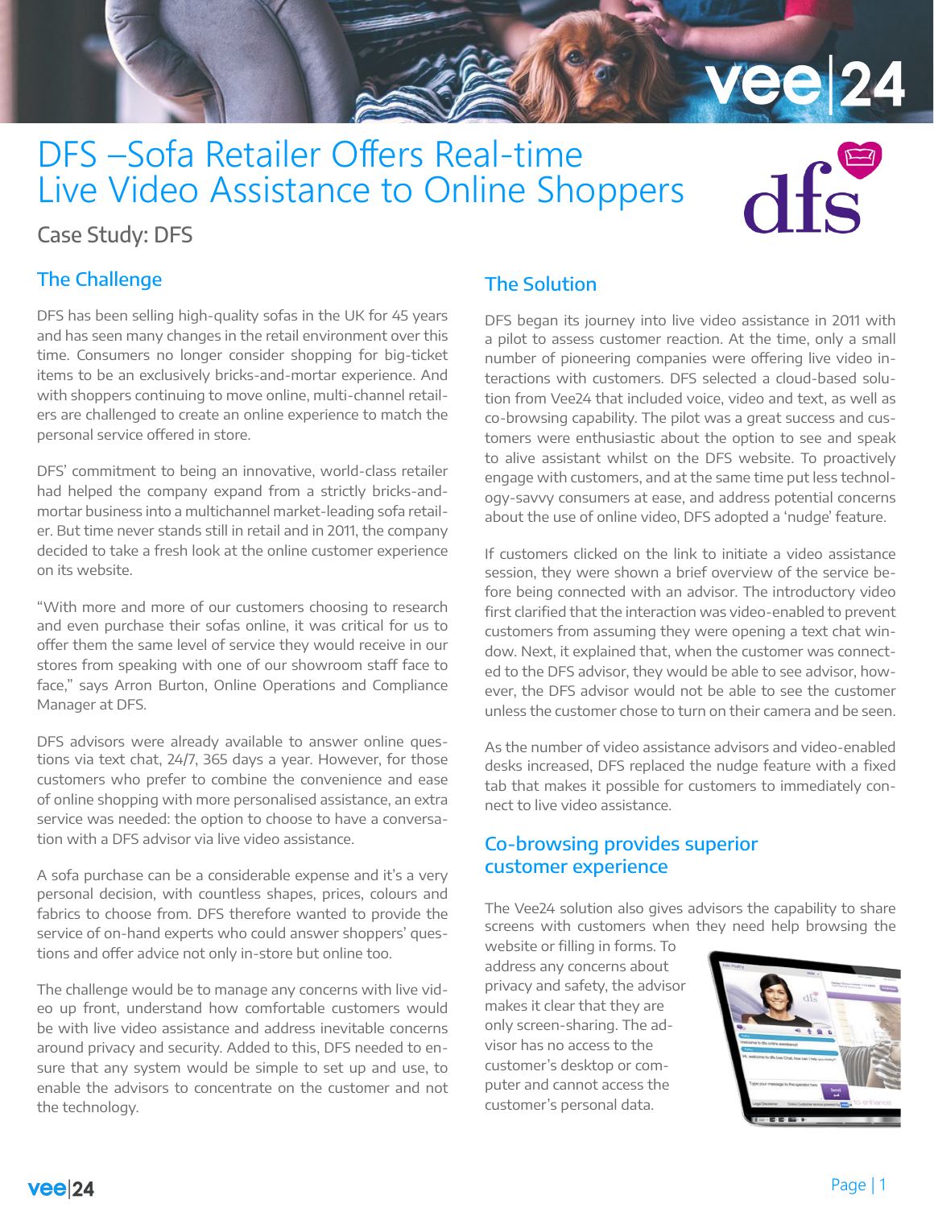# DFS –Sofa Retailer Offers Real-time Live Video Assistance to Online Shoppers

Case Study: DFS

## The Challenge

DFS has been selling high-quality sofas in the UK for 45 years and has seen many changes in the retail environment over this time. Consumers no longer consider shopping for big-ticket items to be an exclusively bricks-and-mortar experience. And with shoppers continuing to move online, multi-channel retailers are challenged to create an online experience to match the personal service offered in store.

DFS' commitment to being an innovative, world-class retailer had helped the company expand from a strictly bricks-and-mortar business into a multichannel market-leading sofa retailer. But time never stands still in retail and in 2011, the company decided to take a fresh look at the online customer experience on its website.

"With more and more of our customers choosing to research and even purchase their sofas online, it was critical for us to offer them the same level of service they would receive in our stores from speaking with one of our showroom staff face to face," says Arron Burton, Online Operations and Compliance Manager at DFS.

DFS advisors were already available to answer online questions via text chat, 24/7, 365 days a year. However, for those customers who prefer to combine the convenience and ease of online shopping with more personalised assistance, an extra service was needed: the option to choose to have a conversation with a DFS advisor via live video assistance.

A sofa purchase can be a considerable expense and it's a very personal decision, with countless shapes, prices, colours and fabrics to choose from. DFS therefore wanted to provide the service of on-hand experts who could answer shoppers' questions and offer advice not only in-store but online too.

The challenge would be to manage any concerns with live video up front, understand how comfortable customers would be with live video assistance and address inevitable concerns around privacy and security. Added to this, DFS needed to ensure that any system would be simple to set up and use, to enable the advisors to concentrate on the customer and not the technology.

## The Solution

DFS began its journey into live video assistance in 2011 with a pilot to assess customer reaction. At the time, only a small number of pioneering companies were offering live video interactions with customers. DFS selected a cloud-based solution from Vee24 that included voice, video and text, as well as co-browsing capability. The pilot was a great success and customers were enthusiastic about the option to see and speak to alive assistant whilst on the DFS website. To proactively engage with customers, and at the same time put less technology-savvy consumers at ease, and address potential concerns about the use of online video, DFS adopted a 'nudge' feature.

If customers clicked on the link to initiate a video assistance session, they were shown a brief overview of the service before being connected with an advisor. The introductory video first clarified that the interaction was video-enabled to prevent customers from assuming they were opening a text chat window. Next, it explained that, when the customer was connected to the DFS advisor, they would be able to see advisor, however, the DFS advisor would not be able to see the customer unless the customer chose to turn on their camera and be seen.

As the number of video assistance advisors and video-enabled desks increased, DFS replaced the nudge feature with a fixed tab that makes it possible for customers to immediately connect to live video assistance.

## Co-browsing provides superior customer experience

The Vee24 solution also gives advisors the capability to share screens with customers when they need help browsing the website or filling in forms. To address any concerns about privacy and safety, the advisor makes it clear that they are only screen-sharing. The advisor has no access to the customer's desktop or computer and cannot access the customer's personal data.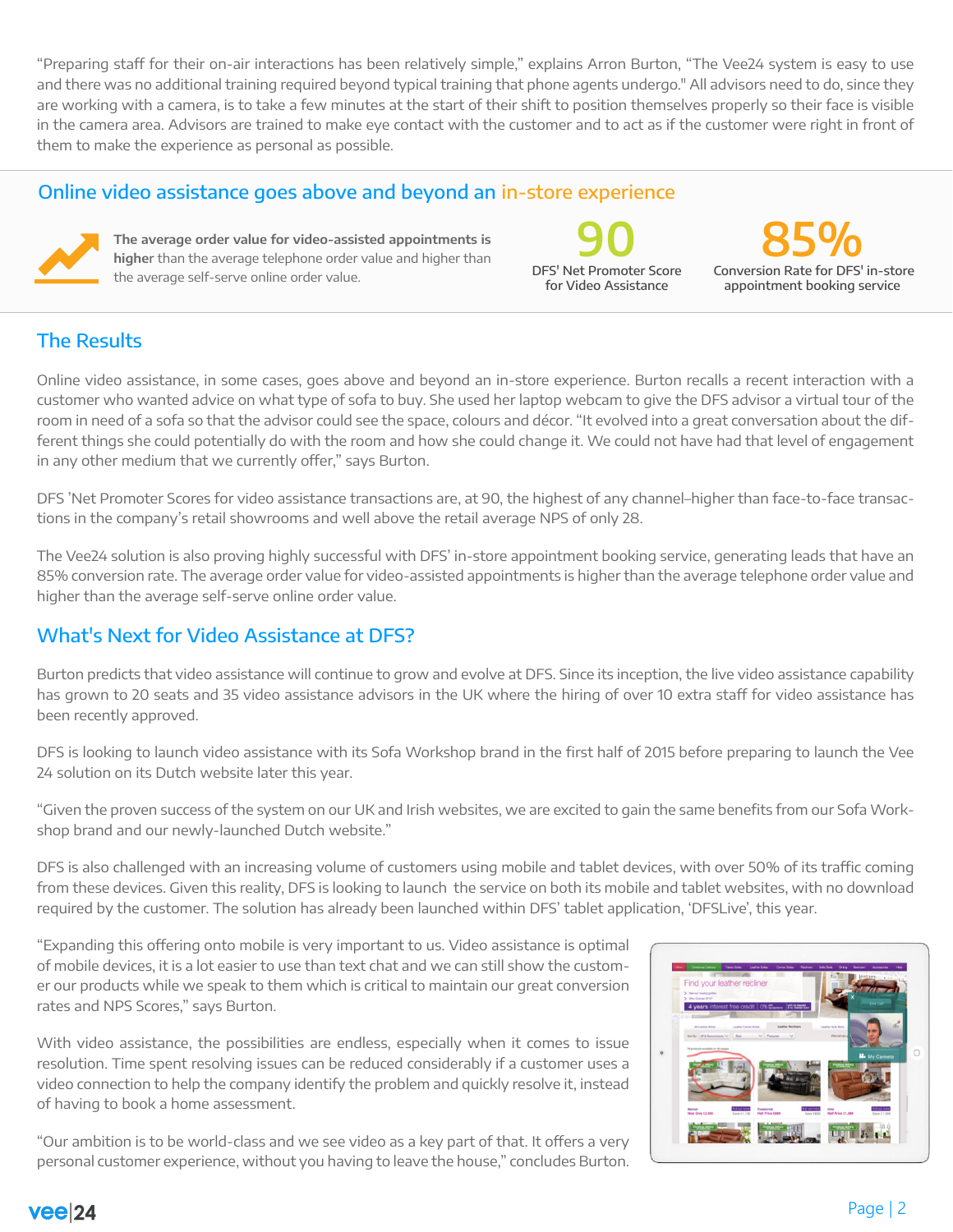"Preparing staff for their on-air interactions has been relatively simple," explains Arron Burton, "The Vee24 system is easy to use and there was no additional training required beyond typical training that phone agents undergo." All advisors need to do, since they are working with a camera, is to take a few minutes at the start of their shift to position themselves properly so their face is visible in the camera area. Advisors are trained to make eye contact with the customer and to act as if the customer were right in front of them to make the experience as personal as possible.

## Online video assistance goes above and beyond an in-store experience

**The average order value for video-assisted appointments is higher** than the average telephone order value and higher than the average self-serve online order value.

**90**
DFS' Net Promoter Score for Video Assistance

**85%**
Conversion Rate for DFS' in-store appointment booking service

## The Results

Online video assistance, in some cases, goes above and beyond an in-store experience. Burton recalls a recent interaction with a customer who wanted advice on what type of sofa to buy. She used her laptop webcam to give the DFS advisor a virtual tour of the room in need of a sofa so that the advisor could see the space, colours and décor. "It evolved into a great conversation about the different things she could potentially do with the room and how she could change it. We could not have had that level of engagement in any other medium that we currently offer," says Burton.

DFS 'Net Promoter Scores for video assistance transactions are, at 90, the highest of any channel–higher than face-to-face transactions in the company's retail showrooms and well above the retail average NPS of only 28.

The Vee24 solution is also proving highly successful with DFS' in-store appointment booking service, generating leads that have an 85% conversion rate. The average order value for video-assisted appointments is higher than the average telephone order value and higher than the average self-serve online order value.

## What's Next for Video Assistance at DFS?

Burton predicts that video assistance will continue to grow and evolve at DFS. Since its inception, the live video assistance capability has grown to 20 seats and 35 video assistance advisors in the UK where the hiring of over 10 extra staff for video assistance has been recently approved.

DFS is looking to launch video assistance with its Sofa Workshop brand in the first half of 2015 before preparing to launch the Vee 24 solution on its Dutch website later this year.

"Given the proven success of the system on our UK and Irish websites, we are excited to gain the same benefits from our Sofa Workshop brand and our newly-launched Dutch website."

DFS is also challenged with an increasing volume of customers using mobile and tablet devices, with over 50% of its traffic coming from these devices. Given this reality, DFS is looking to launch the service on both its mobile and tablet websites, with no download required by the customer. The solution has already been launched within DFS' tablet application, 'DFSLive', this year.

"Expanding this offering onto mobile is very important to us. Video assistance is optimal of mobile devices, it is a lot easier to use than text chat and we can still show the customer our products while we speak to them which is critical to maintain our great conversion rates and NPS Scores," says Burton.

With video assistance, the possibilities are endless, especially when it comes to issue resolution. Time spent resolving issues can be reduced considerably if a customer uses a video connection to help the company identify the problem and quickly resolve it, instead of having to book a home assessment.

"Our ambition is to be world-class and we see video as a key part of that. It offers a very personal customer experience, without you having to leave the house," concludes Burton.